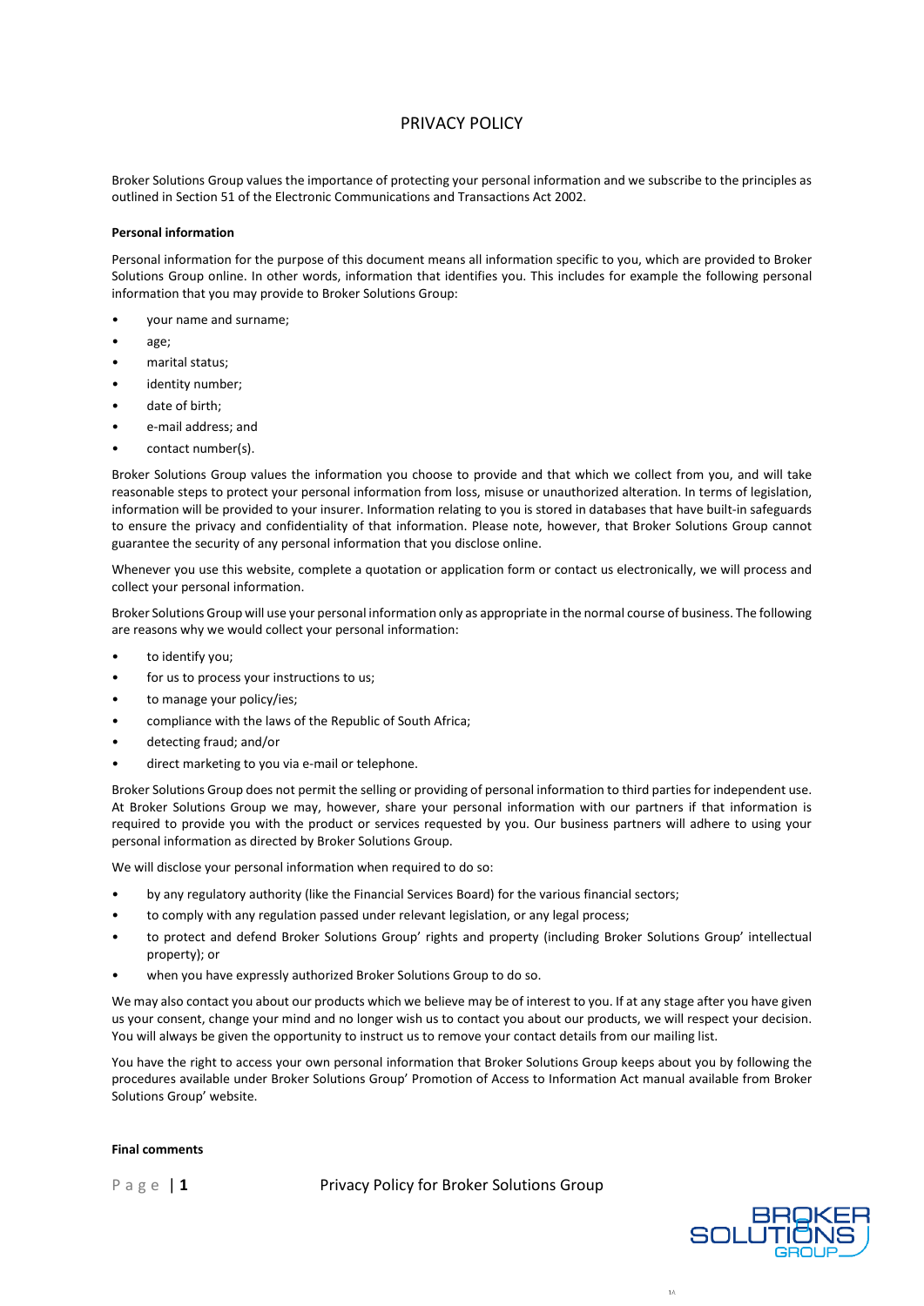# PRIVACY POLICY

Broker Solutions Group values the importance of protecting your personal information and we subscribe to the principles as outlined in Section 51 of the Electronic Communications and Transactions Act 2002.

**Personal information**

Personal information for the purpose of this document means all information specific to you, which are provided to Broker Solutions Group online. In other words, information that identifies you. This includes for example the following personal information that you may provide to Broker Solutions Group:

- your name and surname;
- age;
- marital status;
- identity number;
- date of birth;
- e-mail address; and
- contact number(s).

Broker Solutions Group values the information you choose to provide and that which we collect from you, and will take reasonable steps to protect your personal information from loss, misuse or unauthorized alteration. In terms of legislation, information will be provided to your insurer. Information relating to you is stored in databases that have built-in safeguards to ensure the privacy and confidentiality of that information. Please note, however, that Broker Solutions Group cannot guarantee the security of any personal information that you disclose online.

Whenever you use this website, complete a quotation or application form or contact us electronically, we will process and collect your personal information.

Broker Solutions Group will use your personal information only as appropriate in the normal course of business. The following are reasons why we would collect your personal information:

- to identify you;
- for us to process your instructions to us;
- to manage your policy/ies;
- compliance with the laws of the Republic of South Africa;
- detecting fraud; and/or
- direct marketing to you via e-mail or telephone.

Broker Solutions Group does not permit the selling or providing of personal information to third parties for independent use. At Broker Solutions Group we may, however, share your personal information with our partners if that information is required to provide you with the product or services requested by you. Our business partners will adhere to using your personal information as directed by Broker Solutions Group.

We will disclose your personal information when required to do so:

- by any regulatory authority (like the Financial Services Board) for the various financial sectors;
- to comply with any regulation passed under relevant legislation, or any legal process;
- to protect and defend Broker Solutions Group' rights and property (including Broker Solutions Group' intellectual property); or
- when you have expressly authorized Broker Solutions Group to do so.

We may also contact you about our products which we believe may be of interest to you. If at any stage after you have given us your consent, change your mind and no longer wish us to contact you about our products, we will respect your decision. You will always be given the opportunity to instruct us to remove your contact details from our mailing list.

You have the right to access your own personal information that Broker Solutions Group keeps about you by following the procedures available under Broker Solutions Group' Promotion of Access to Information Act manual available from Broker Solutions Group' website.

**Final comments**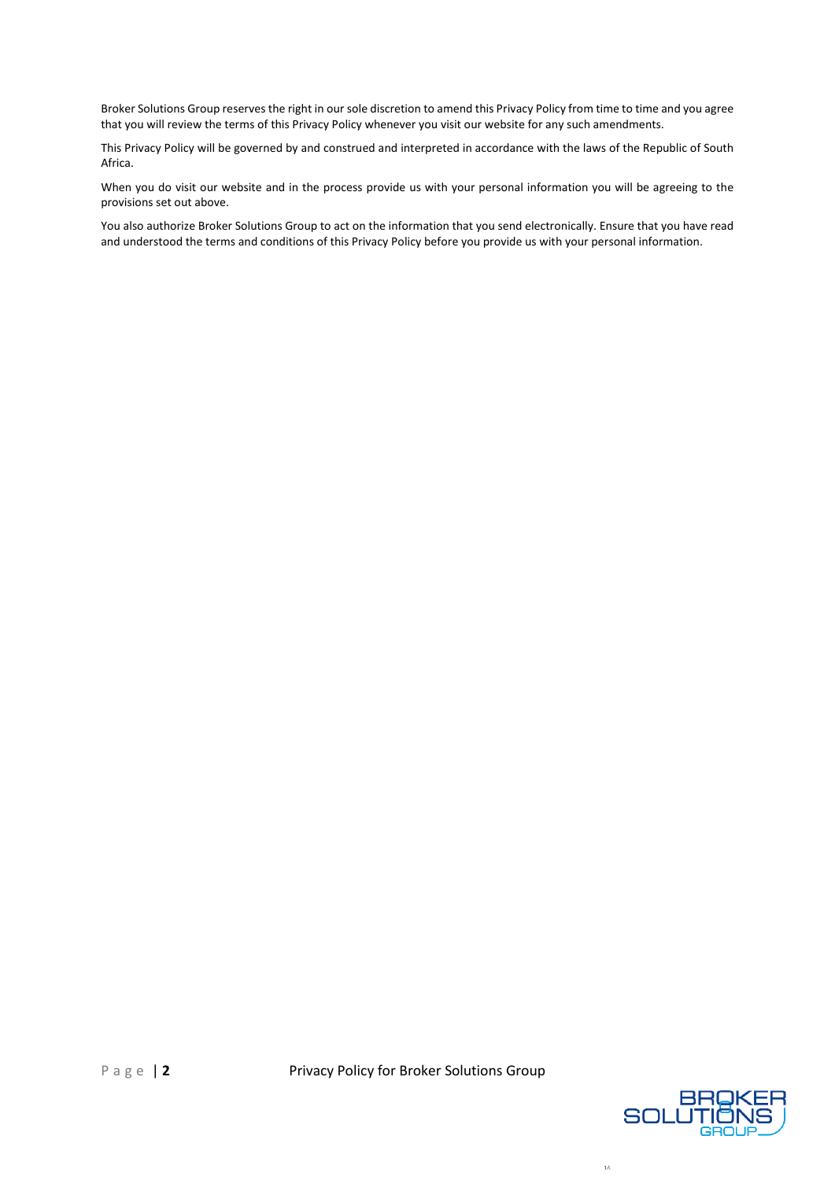Broker Solutions Group reserves the right in our sole discretion to amend this Privacy Policy from time to time and you agree that you will review the terms of this Privacy Policy whenever you visit our website for any such amendments.

This Privacy Policy will be governed by and construed and interpreted in accordance with the laws of the Republic of South Africa.

When you do visit our website and in the process provide us with your personal information you will be agreeing to the provisions set out above.

You also authorize Broker Solutions Group to act on the information that you send electronically. Ensure that you have read and understood the terms and conditions of this Privacy Policy before you provide us with your personal information.